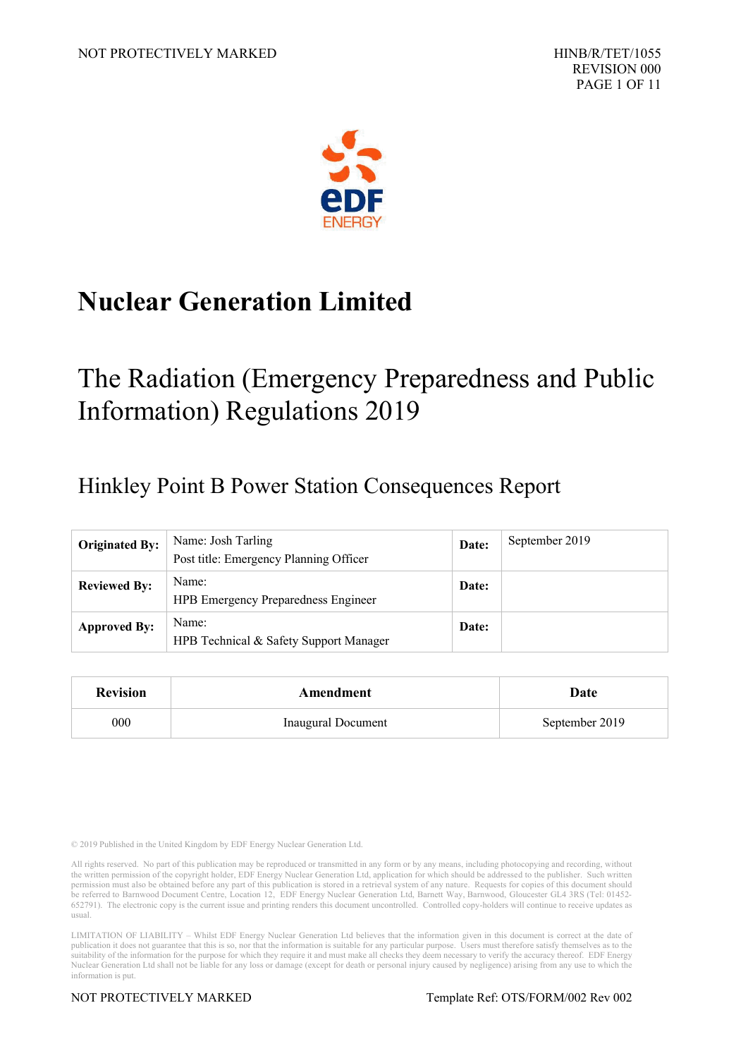NOT PROTECTIVELY MARKED

HINB/R/TET/1055
REVISION 000

# Nuclear Generation Limited

## The Radiation (Emergency Preparedness and Public Information) Regulations 2019

### Hinkley Point B Power Station Consequences Report

| **Originated By:** | Name: Josh Tarling<br>Post title: Emergency Planning Officer | **Date:** | September 2019 |
|---|---|---|---|
| **Reviewed By:** | Name:<br>HPB Emergency Preparedness Engineer | **Date:** | |
| **Approved By:** | Name:<br>HPB Technical & Safety Support Manager | **Date:** | |

| Revision | Amendment | Date |
|---|---|---|
| 000 | Inaugural Document | September 2019 |

© 2019 Published in the United Kingdom by EDF Energy Nuclear Generation Ltd.

All rights reserved. No part of this publication may be reproduced or transmitted in any form or by any means, including photocopying and recording, without the written permission of the copyright holder, EDF Energy Nuclear Generation Ltd, application for which should be addressed to the publisher. Such written permission must also be obtained before any part of this publication is stored in a retrieval system of any nature. Requests for copies of this document should be referred to Barnwood Document Centre, Location 12, EDF Energy Nuclear Generation Ltd, Barnett Way, Barnwood, Gloucester GL4 3RS (Tel: 01452-652791). The electronic copy is the current issue and printing renders this document uncontrolled. Controlled copy-holders will continue to receive updates as usual.

LIMITATION OF LIABILITY – Whilst EDF Energy Nuclear Generation Ltd believes that the information given in this document is correct at the date of publication it does not guarantee that this is so, nor that the information is suitable for any particular purpose. Users must therefore satisfy themselves as to the suitability of the information for the purpose for which they require it and must make all checks they deem necessary to verify the accuracy thereof. EDF Energy Nuclear Generation Ltd shall not be liable for any loss or damage (except for death or personal injury caused by negligence) arising from any use to which the information is put.

NOT PROTECTIVELY MARKED

Template Ref: OTS/FORM/002 Rev 002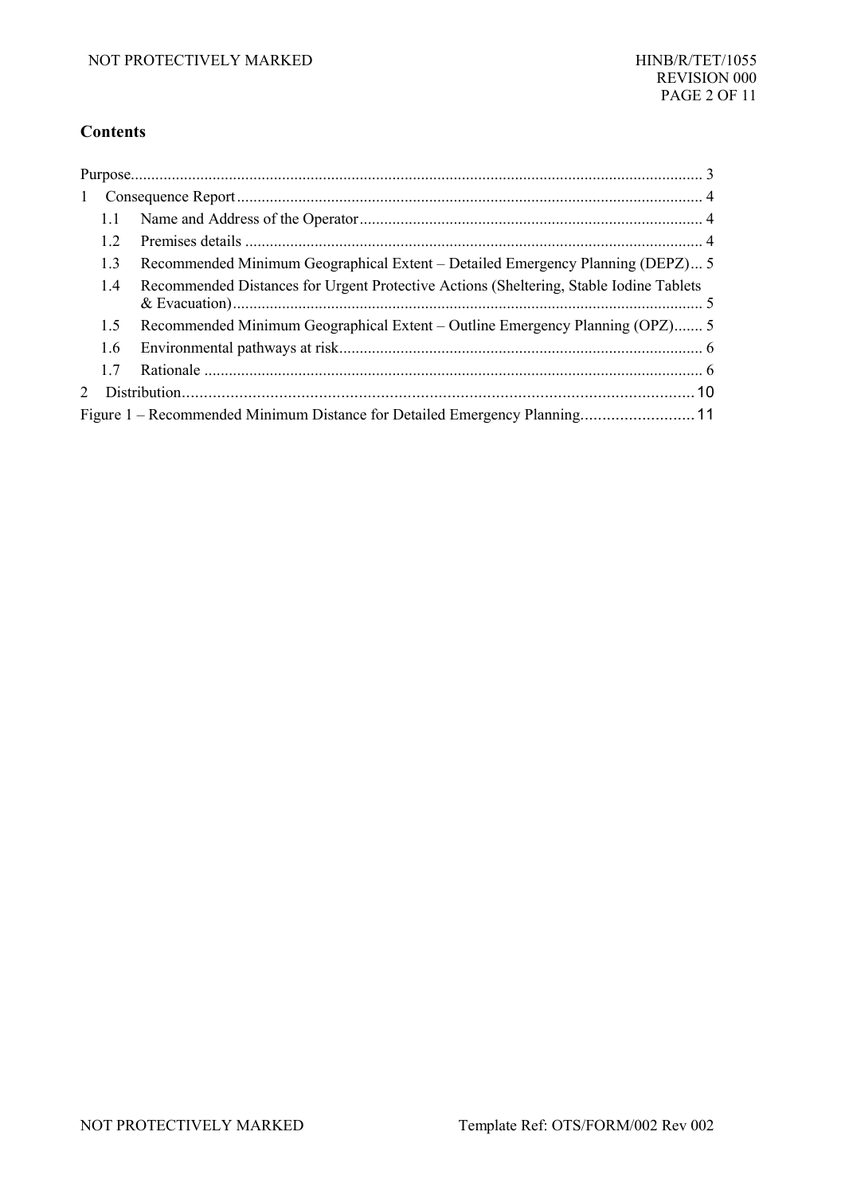## Contents

Purpose........................................................................................................................................ 3

1 Consequence Report ............................................................................................................... 4

- 1.1 Name and Address of the Operator .................................................................................. 4
- 1.2 Premises details .............................................................................................................. 4
- 1.3 Recommended Minimum Geographical Extent – Detailed Emergency Planning (DEPZ)... 5
- 1.4 Recommended Distances for Urgent Protective Actions (Sheltering, Stable Iodine Tablets & Evacuation)................................................................................................................. 5
- 1.5 Recommended Minimum Geographical Extent – Outline Emergency Planning (OPZ)....... 5
- 1.6 Environmental pathways at risk........................................................................................ 6
- 1.7 Rationale ......................................................................................................................... 6

2 Distribution.......................................................................................................................... 10

Figure 1 – Recommended Minimum Distance for Detailed Emergency Planning.......................... 11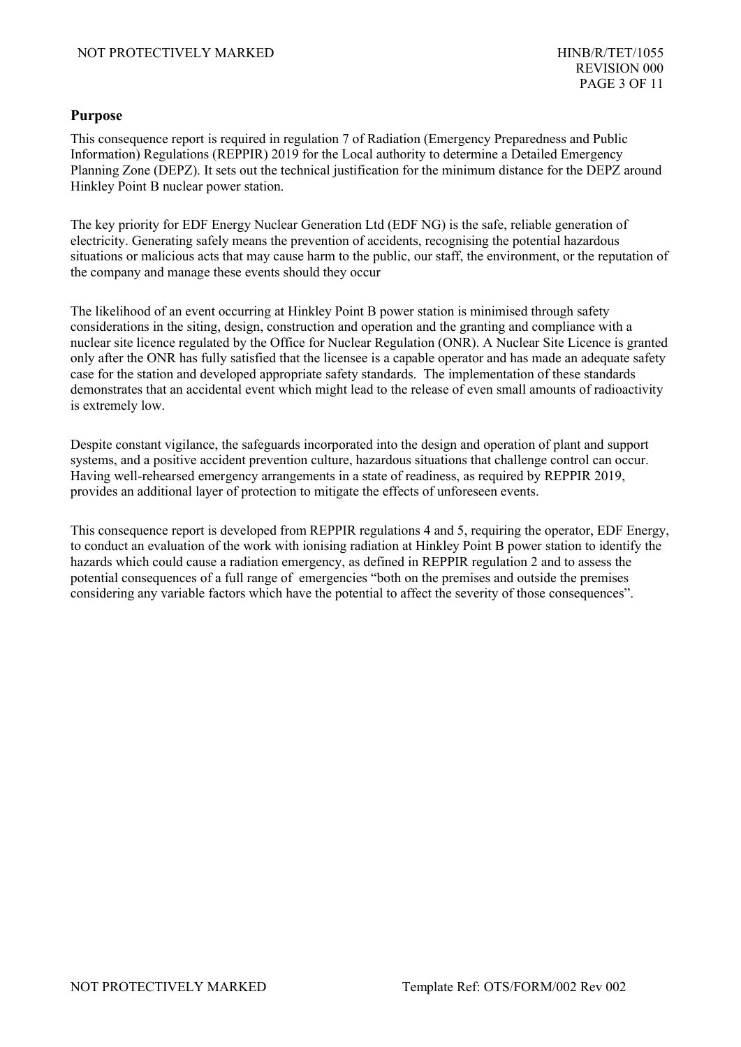## Purpose

This consequence report is required in regulation 7 of Radiation (Emergency Preparedness and Public Information) Regulations (REPPIR) 2019 for the Local authority to determine a Detailed Emergency Planning Zone (DEPZ). It sets out the technical justification for the minimum distance for the DEPZ around Hinkley Point B nuclear power station.

The key priority for EDF Energy Nuclear Generation Ltd (EDF NG) is the safe, reliable generation of electricity. Generating safely means the prevention of accidents, recognising the potential hazardous situations or malicious acts that may cause harm to the public, our staff, the environment, or the reputation of the company and manage these events should they occur

The likelihood of an event occurring at Hinkley Point B power station is minimised through safety considerations in the siting, design, construction and operation and the granting and compliance with a nuclear site licence regulated by the Office for Nuclear Regulation (ONR). A Nuclear Site Licence is granted only after the ONR has fully satisfied that the licensee is a capable operator and has made an adequate safety case for the station and developed appropriate safety standards. The implementation of these standards demonstrates that an accidental event which might lead to the release of even small amounts of radioactivity is extremely low.

Despite constant vigilance, the safeguards incorporated into the design and operation of plant and support systems, and a positive accident prevention culture, hazardous situations that challenge control can occur. Having well-rehearsed emergency arrangements in a state of readiness, as required by REPPIR 2019, provides an additional layer of protection to mitigate the effects of unforeseen events.

This consequence report is developed from REPPIR regulations 4 and 5, requiring the operator, EDF Energy, to conduct an evaluation of the work with ionising radiation at Hinkley Point B power station to identify the hazards which could cause a radiation emergency, as defined in REPPIR regulation 2 and to assess the potential consequences of a full range of emergencies "both on the premises and outside the premises considering any variable factors which have the potential to affect the severity of those consequences".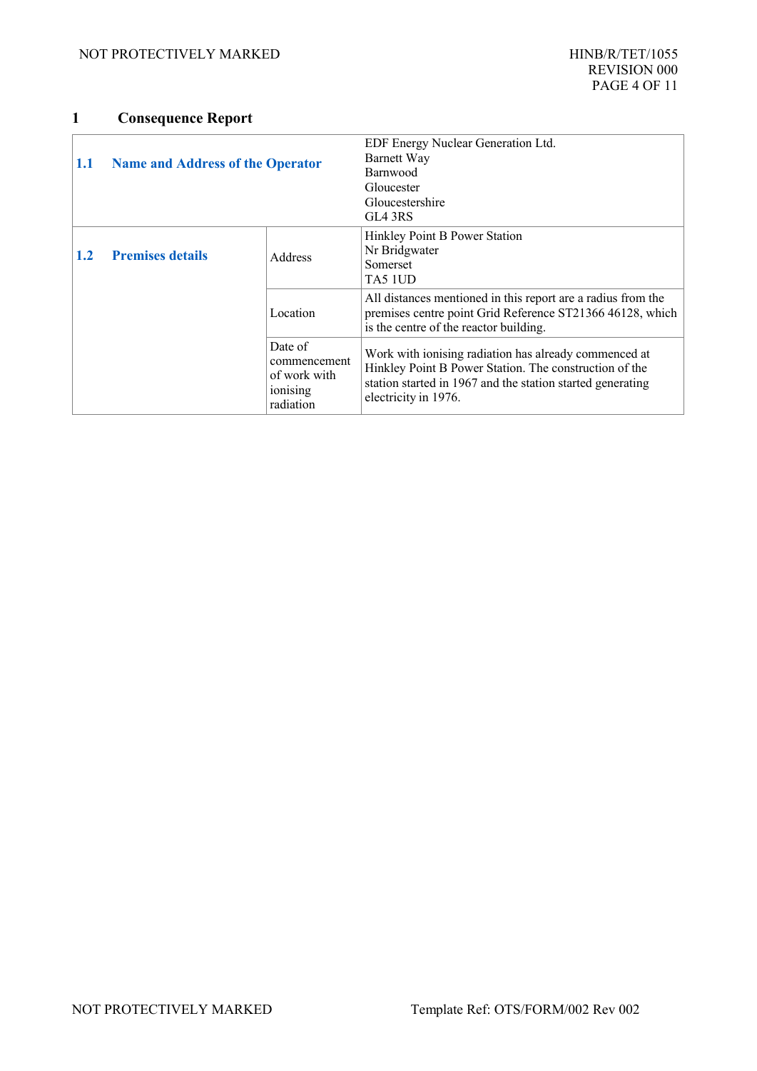# 1 Consequence Report

| | | |
|---|---|---|
| **1.1 Name and Address of the Operator** | | EDF Energy Nuclear Generation Ltd.<br>Barnett Way<br>Barnwood<br>Gloucester<br>Gloucestershire<br>GL4 3RS |
| **1.2 Premises details** | Address | Hinkley Point B Power Station<br>Nr Bridgwater<br>Somerset<br>TA5 1UD |
| | Location | All distances mentioned in this report are a radius from the premises centre point Grid Reference ST21366 46128, which is the centre of the reactor building. |
| | Date of commencement of work with ionising radiation | Work with ionising radiation has already commenced at Hinkley Point B Power Station. The construction of the station started in 1967 and the station started generating electricity in 1976. |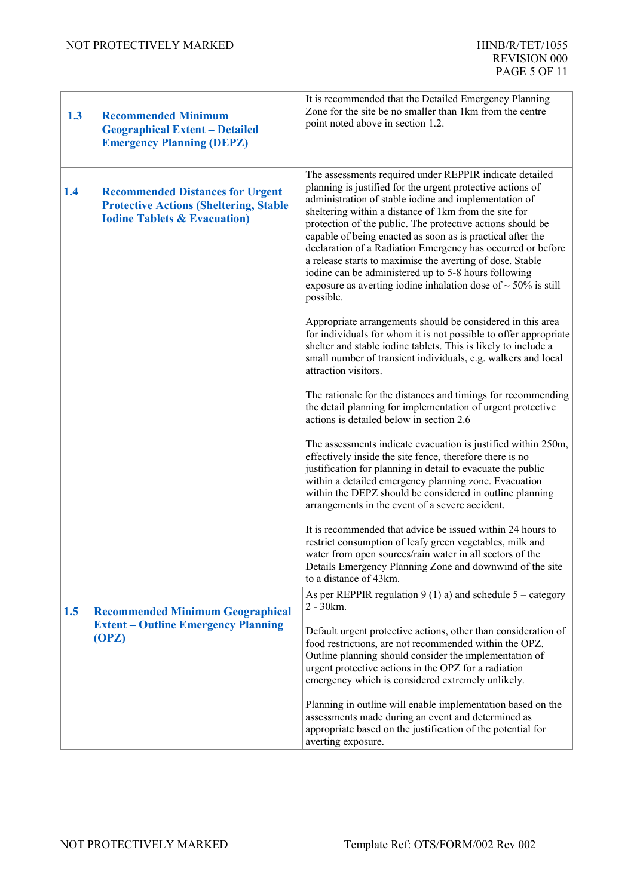| | |
|---|---|
| **1.3 Recommended Minimum Geographical Extent – Detailed Emergency Planning (DEPZ)** | It is recommended that the Detailed Emergency Planning Zone for the site be no smaller than 1km from the centre point noted above in section 1.2. |
| **1.4 Recommended Distances for Urgent Protective Actions (Sheltering, Stable Iodine Tablets & Evacuation)** | The assessments required under REPPIR indicate detailed planning is justified for the urgent protective actions of administration of stable iodine and implementation of sheltering within a distance of 1km from the site for protection of the public. The protective actions should be capable of being enacted as soon as is practical after the declaration of a Radiation Emergency has occurred or before a release starts to maximise the averting of dose. Stable iodine can be administered up to 5-8 hours following exposure as averting iodine inhalation dose of ~ 50% is still possible.<br><br>Appropriate arrangements should be considered in this area for individuals for whom it is not possible to offer appropriate shelter and stable iodine tablets. This is likely to include a small number of transient individuals, e.g. walkers and local attraction visitors.<br><br>The rationale for the distances and timings for recommending the detail planning for implementation of urgent protective actions is detailed below in section 2.6<br><br>The assessments indicate evacuation is justified within 250m, effectively inside the site fence, therefore there is no justification for planning in detail to evacuate the public within a detailed emergency planning zone. Evacuation within the DEPZ should be considered in outline planning arrangements in the event of a severe accident.<br><br>It is recommended that advice be issued within 24 hours to restrict consumption of leafy green vegetables, milk and water from open sources/rain water in all sectors of the Details Emergency Planning Zone and downwind of the site to a distance of 43km. |
| **1.5 Recommended Minimum Geographical Extent – Outline Emergency Planning (OPZ)** | As per REPPIR regulation 9 (1) a) and schedule 5 – category 2 - 30km.<br><br>Default urgent protective actions, other than consideration of food restrictions, are not recommended within the OPZ. Outline planning should consider the implementation of urgent protective actions in the OPZ for a radiation emergency which is considered extremely unlikely.<br><br>Planning in outline will enable implementation based on the assessments made during an event and determined as appropriate based on the justification of the potential for averting exposure. |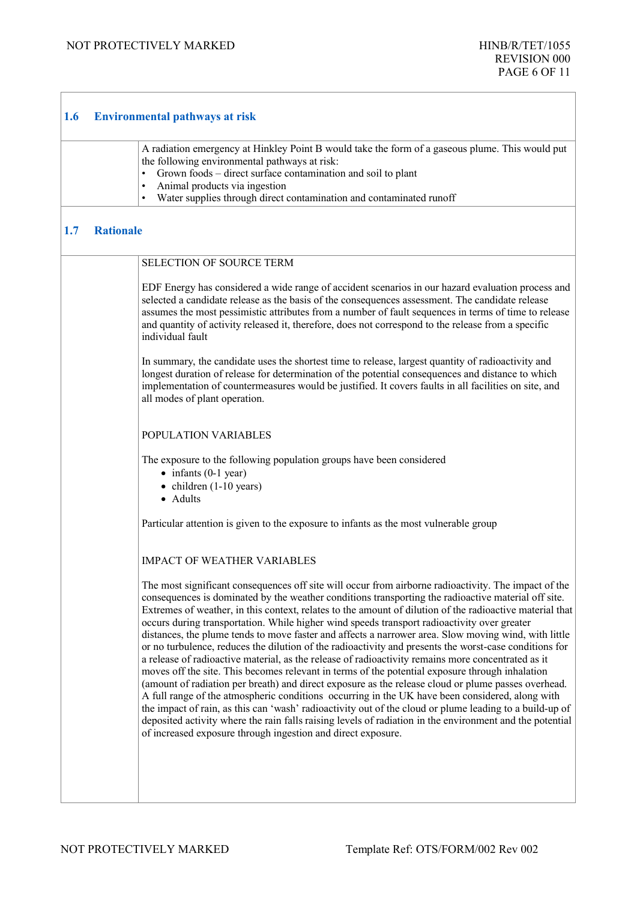## 1.6 Environmental pathways at risk

A radiation emergency at Hinkley Point B would take the form of a gaseous plume. This would put the following environmental pathways at risk:

- Grown foods – direct surface contamination and soil to plant
- Animal products via ingestion
- Water supplies through direct contamination and contaminated runoff

## 1.7 Rationale

SELECTION OF SOURCE TERM

EDF Energy has considered a wide range of accident scenarios in our hazard evaluation process and selected a candidate release as the basis of the consequences assessment. The candidate release assumes the most pessimistic attributes from a number of fault sequences in terms of time to release and quantity of activity released it, therefore, does not correspond to the release from a specific individual fault

In summary, the candidate uses the shortest time to release, largest quantity of radioactivity and longest duration of release for determination of the potential consequences and distance to which implementation of countermeasures would be justified. It covers faults in all facilities on site, and all modes of plant operation.

POPULATION VARIABLES

The exposure to the following population groups have been considered

- infants (0-1 year)
- children (1-10 years)
- Adults

Particular attention is given to the exposure to infants as the most vulnerable group

IMPACT OF WEATHER VARIABLES

The most significant consequences off site will occur from airborne radioactivity. The impact of the consequences is dominated by the weather conditions transporting the radioactive material off site. Extremes of weather, in this context, relates to the amount of dilution of the radioactive material that occurs during transportation. While higher wind speeds transport radioactivity over greater distances, the plume tends to move faster and affects a narrower area. Slow moving wind, with little or no turbulence, reduces the dilution of the radioactivity and presents the worst-case conditions for a release of radioactive material, as the release of radioactivity remains more concentrated as it moves off the site. This becomes relevant in terms of the potential exposure through inhalation (amount of radiation per breath) and direct exposure as the release cloud or plume passes overhead. A full range of the atmospheric conditions occurring in the UK have been considered, along with the impact of rain, as this can 'wash' radioactivity out of the cloud or plume leading to a build-up of deposited activity where the rain falls raising levels of radiation in the environment and the potential of increased exposure through ingestion and direct exposure.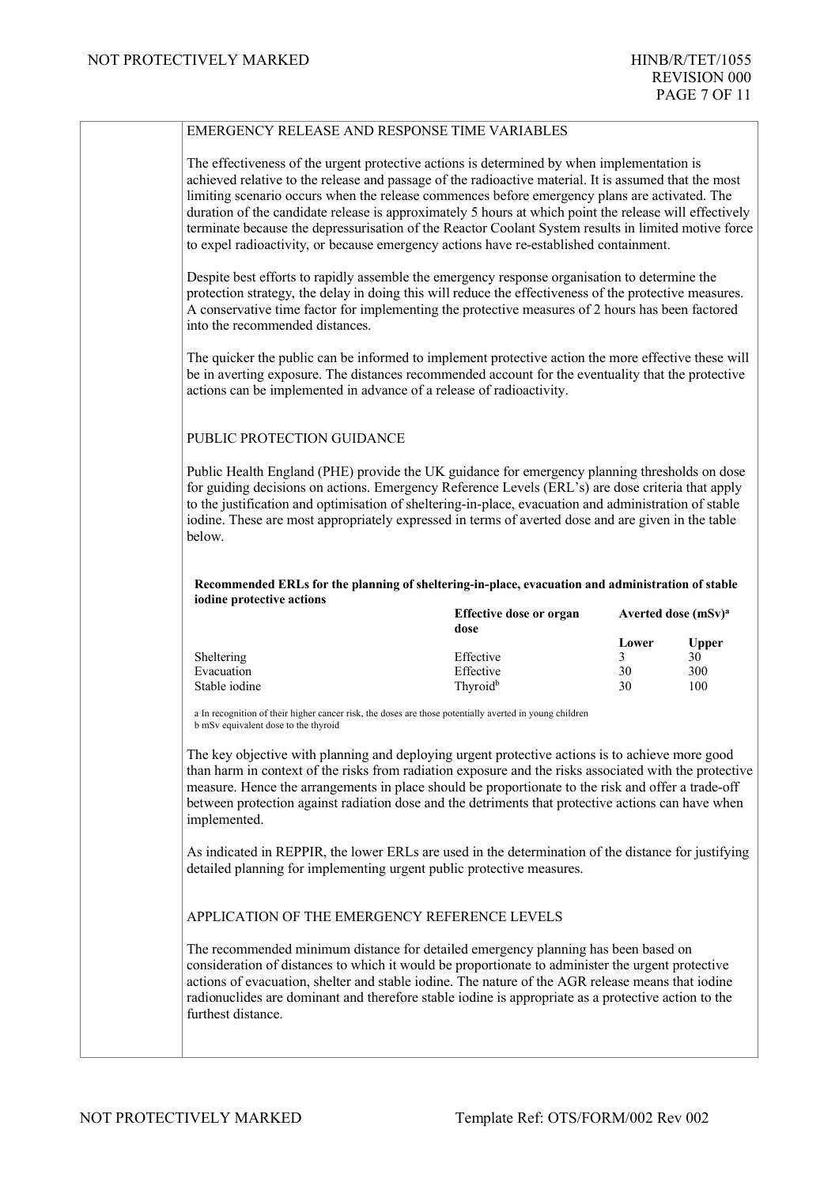## EMERGENCY RELEASE AND RESPONSE TIME VARIABLES

The effectiveness of the urgent protective actions is determined by when implementation is achieved relative to the release and passage of the radioactive material. It is assumed that the most limiting scenario occurs when the release commences before emergency plans are activated. The duration of the candidate release is approximately 5 hours at which point the release will effectively terminate because the depressurisation of the Reactor Coolant System results in limited motive force to expel radioactivity, or because emergency actions have re-established containment.

Despite best efforts to rapidly assemble the emergency response organisation to determine the protection strategy, the delay in doing this will reduce the effectiveness of the protective measures. A conservative time factor for implementing the protective measures of 2 hours has been factored into the recommended distances.

The quicker the public can be informed to implement protective action the more effective these will be in averting exposure. The distances recommended account for the eventuality that the protective actions can be implemented in advance of a release of radioactivity.

## PUBLIC PROTECTION GUIDANCE

Public Health England (PHE) provide the UK guidance for emergency planning thresholds on dose for guiding decisions on actions. Emergency Reference Levels (ERL's) are dose criteria that apply to the justification and optimisation of sheltering-in-place, evacuation and administration of stable iodine. These are most appropriately expressed in terms of averted dose and are given in the table below.

**Recommended ERLs for the planning of sheltering-in-place, evacuation and administration of stable iodine protective actions**

| | Effective dose or organ dose | Averted dose (mSv)[a] | |
|---|---|---|---|
| | | Lower | Upper |
| Sheltering | Effective | 3 | 30 |
| Evacuation | Effective | 30 | 300 |
| Stable iodine | Thyroid[b] | 30 | 100 |

a In recognition of their higher cancer risk, the doses are those potentially averted in young children
b mSv equivalent dose to the thyroid

The key objective with planning and deploying urgent protective actions is to achieve more good than harm in context of the risks from radiation exposure and the risks associated with the protective measure. Hence the arrangements in place should be proportionate to the risk and offer a trade-off between protection against radiation dose and the detriments that protective actions can have when implemented.

As indicated in REPPIR, the lower ERLs are used in the determination of the distance for justifying detailed planning for implementing urgent public protective measures.

## APPLICATION OF THE EMERGENCY REFERENCE LEVELS

The recommended minimum distance for detailed emergency planning has been based on consideration of distances to which it would be proportionate to administer the urgent protective actions of evacuation, shelter and stable iodine. The nature of the AGR release means that iodine radionuclides are dominant and therefore stable iodine is appropriate as a protective action to the furthest distance.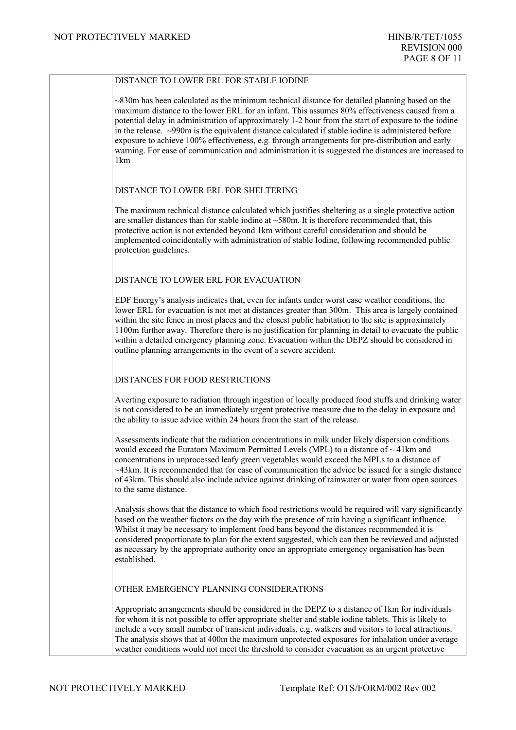DISTANCE TO LOWER ERL FOR STABLE IODINE

~830m has been calculated as the minimum technical distance for detailed planning based on the maximum distance to the lower ERL for an infant. This assumes 80% effectiveness caused from a potential delay in administration of approximately 1-2 hour from the start of exposure to the iodine in the release. ~990m is the equivalent distance calculated if stable iodine is administered before exposure to achieve 100% effectiveness, e.g. through arrangements for pre-distribution and early warning. For ease of communication and administration it is suggested the distances are increased to 1km

DISTANCE TO LOWER ERL FOR SHELTERING

The maximum technical distance calculated which justifies sheltering as a single protective action are smaller distances than for stable iodine at ~580m. It is therefore recommended that, this protective action is not extended beyond 1km without careful consideration and should be implemented coincidentally with administration of stable Iodine, following recommended public protection guidelines.

DISTANCE TO LOWER ERL FOR EVACUATION

EDF Energy's analysis indicates that, even for infants under worst case weather conditions, the lower ERL for evacuation is not met at distances greater than 300m. This area is largely contained within the site fence in most places and the closest public habitation to the site is approximately 1100m further away. Therefore there is no justification for planning in detail to evacuate the public within a detailed emergency planning zone. Evacuation within the DEPZ should be considered in outline planning arrangements in the event of a severe accident.

DISTANCES FOR FOOD RESTRICTIONS

Averting exposure to radiation through ingestion of locally produced food stuffs and drinking water is not considered to be an immediately urgent protective measure due to the delay in exposure and the ability to issue advice within 24 hours from the start of the release.

Assessments indicate that the radiation concentrations in milk under likely dispersion conditions would exceed the Euratom Maximum Permitted Levels (MPL) to a distance of ~ 41km and concentrations in unprocessed leafy green vegetables would exceed the MPLs to a distance of ~43km. It is recommended that for ease of communication the advice be issued for a single distance of 43km. This should also include advice against drinking of rainwater or water from open sources to the same distance.

Analysis shows that the distance to which food restrictions would be required will vary significantly based on the weather factors on the day with the presence of rain having a significant influence. Whilst it may be necessary to implement food bans beyond the distances recommended it is considered proportionate to plan for the extent suggested, which can then be reviewed and adjusted as necessary by the appropriate authority once an appropriate emergency organisation has been established.

OTHER EMERGENCY PLANNING CONSIDERATIONS

Appropriate arrangements should be considered in the DEPZ to a distance of 1km for individuals for whom it is not possible to offer appropriate shelter and stable iodine tablets. This is likely to include a very small number of transient individuals, e.g. walkers and visitors to local attractions. The analysis shows that at 400m the maximum unprotected exposures for inhalation under average weather conditions would not meet the threshold to consider evacuation as an urgent protective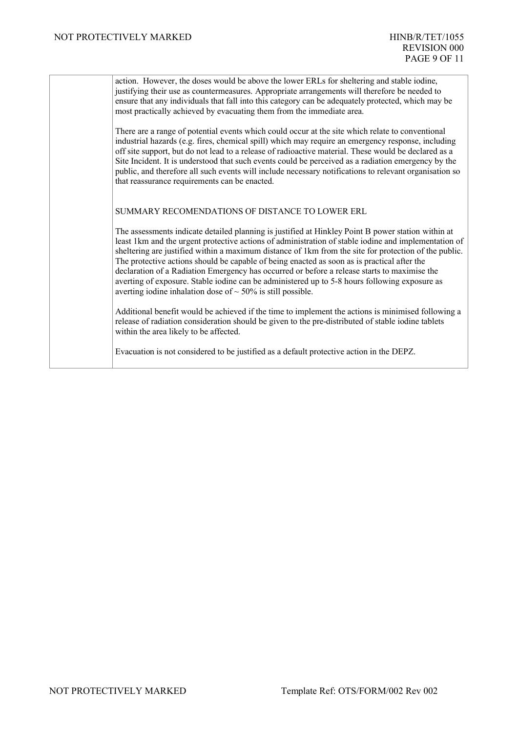action. However, the doses would be above the lower ERLs for sheltering and stable iodine, justifying their use as countermeasures. Appropriate arrangements will therefore be needed to ensure that any individuals that fall into this category can be adequately protected, which may be most practically achieved by evacuating them from the immediate area.

There are a range of potential events which could occur at the site which relate to conventional industrial hazards (e.g. fires, chemical spill) which may require an emergency response, including off site support, but do not lead to a release of radioactive material. These would be declared as a Site Incident. It is understood that such events could be perceived as a radiation emergency by the public, and therefore all such events will include necessary notifications to relevant organisation so that reassurance requirements can be enacted.

SUMMARY RECOMENDATIONS OF DISTANCE TO LOWER ERL

The assessments indicate detailed planning is justified at Hinkley Point B power station within at least 1km and the urgent protective actions of administration of stable iodine and implementation of sheltering are justified within a maximum distance of 1km from the site for protection of the public. The protective actions should be capable of being enacted as soon as is practical after the declaration of a Radiation Emergency has occurred or before a release starts to maximise the averting of exposure. Stable iodine can be administered up to 5-8 hours following exposure as averting iodine inhalation dose of ~ 50% is still possible.

Additional benefit would be achieved if the time to implement the actions is minimised following a release of radiation consideration should be given to the pre-distributed of stable iodine tablets within the area likely to be affected.

Evacuation is not considered to be justified as a default protective action in the DEPZ.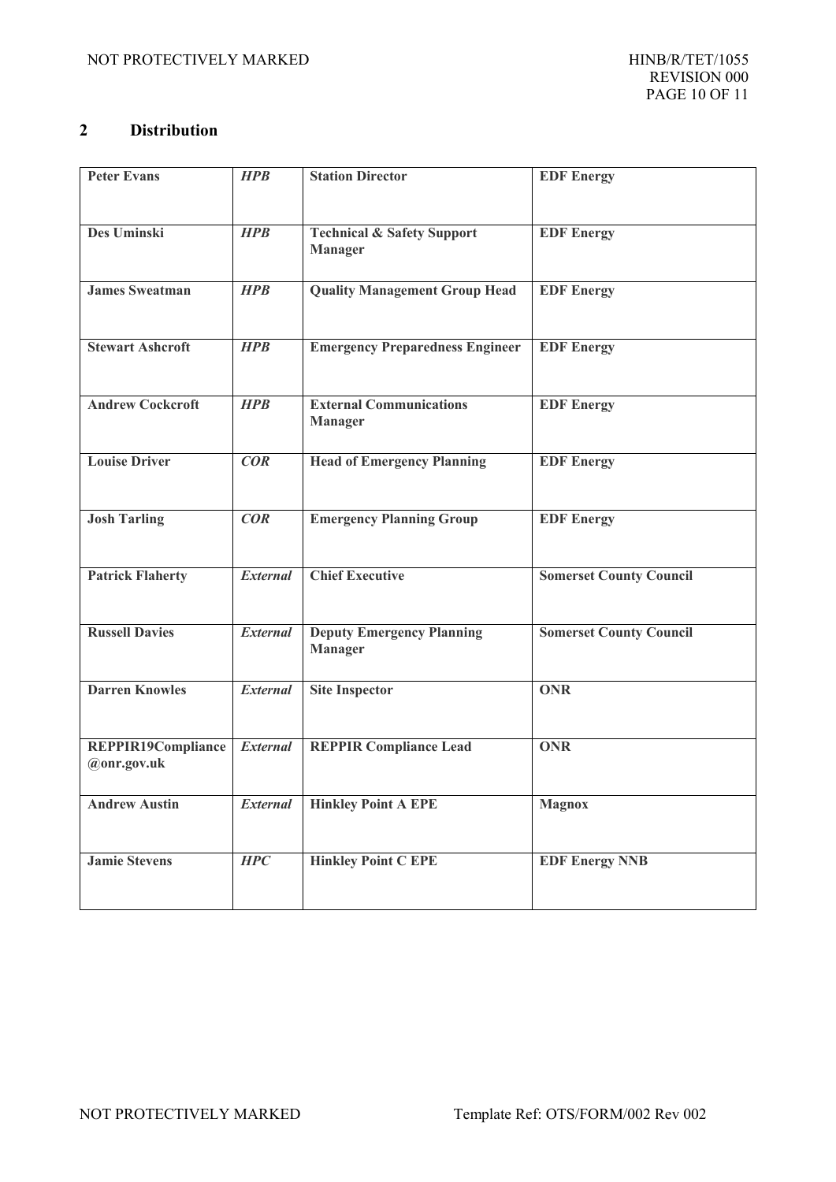## 2 Distribution

| Peter Evans | *HPB* | Station Director | EDF Energy |
|---|---|---|---|
| Des Uminski | *HPB* | Technical & Safety Support Manager | EDF Energy |
| James Sweatman | *HPB* | Quality Management Group Head | EDF Energy |
| Stewart Ashcroft | *HPB* | Emergency Preparedness Engineer | EDF Energy |
| Andrew Cockcroft | *HPB* | External Communications Manager | EDF Energy |
| Louise Driver | *COR* | Head of Emergency Planning | EDF Energy |
| Josh Tarling | *COR* | Emergency Planning Group | EDF Energy |
| Patrick Flaherty | *External* | Chief Executive | Somerset County Council |
| Russell Davies | *External* | Deputy Emergency Planning Manager | Somerset County Council |
| Darren Knowles | *External* | Site Inspector | ONR |
| REPPIR19Compliance@onr.gov.uk | *External* | REPPIR Compliance Lead | ONR |
| Andrew Austin | *External* | Hinkley Point A EPE | Magnox |
| Jamie Stevens | *HPC* | Hinkley Point C EPE | EDF Energy NNB |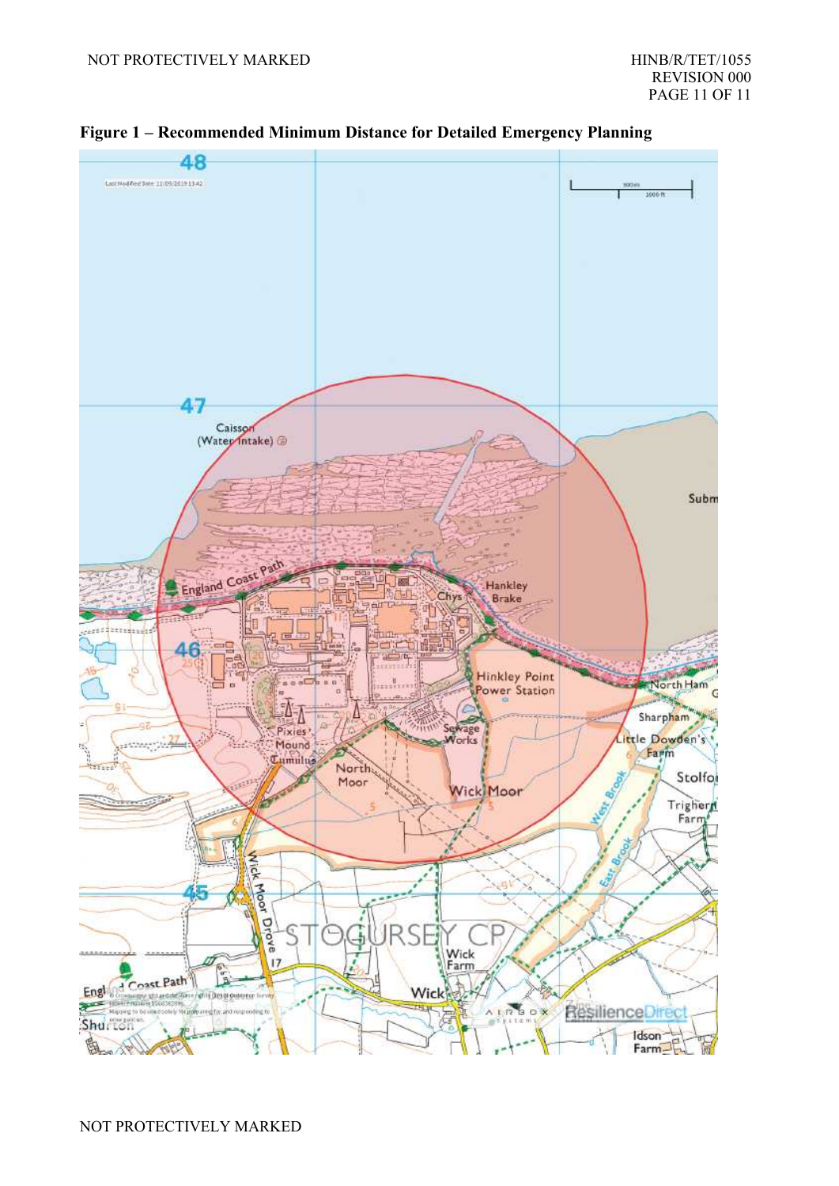**Figure 1 – Recommended Minimum Distance for Detailed Emergency Planning**

48

Last Modified Date: 11/09/2019 13:42

900m
2000 ft

47

Caisson (Water Intake)

England Coast Path

Hankley Brake

Chys

46

Hinkley Point Power Station

Sewage Works

Pixies Mound

Tumulus

North Moor

Wick Moor

North Ham

Sharpham

Little Dowden's Farm

Stolford

Trighern Farm

West Brook

East Brook

Wick Moor Drove

45

STOGURSEY CP

Wick Farm

Wick

England Coast Path

Shurton

Idson Farm

ResilienceDirect